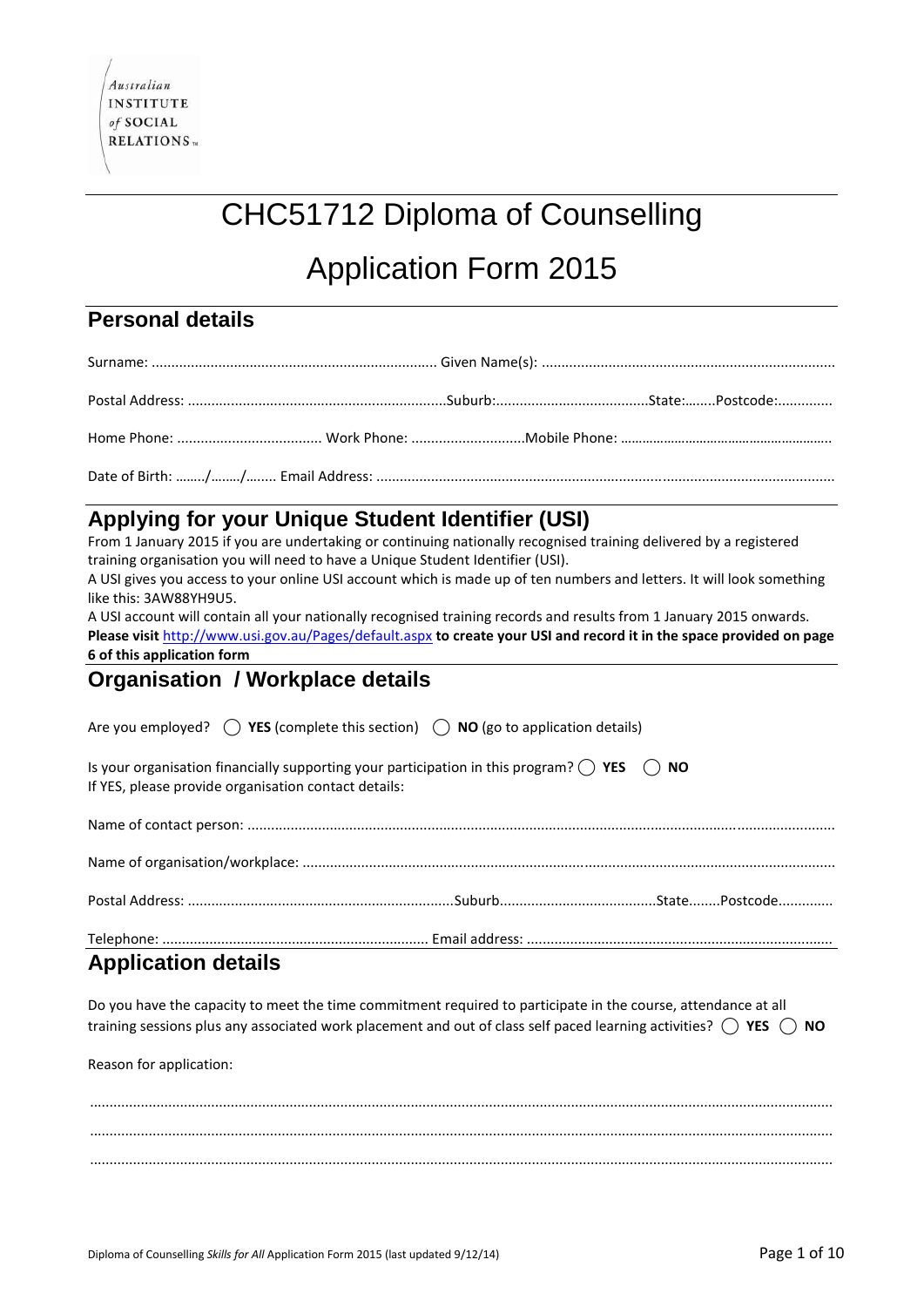Australian INSTITUTE of SOCIAL RELATIONS™

# CHC51712 Diploma of Counselling

# Application Form 2015

## Personal details

Surname: ........................................................................ Given Name(s): ..........................................................................

Postal Address: .................................................................Suburb:.......................................State:........Postcode:.............

Home Phone: .................................... Work Phone: ............................Mobile Phone: ........................................................

Date of Birth: ......../......../........ Email Address: ........................................................................................................................

## Applying for your Unique Student Identifier (USI)

From 1 January 2015 if you are undertaking or continuing nationally recognised training delivered by a registered training organisation you will need to have a Unique Student Identifier (USI).

A USI gives you access to your online USI account which is made up of ten numbers and letters. It will look something like this: 3AW88YH9U5.

A USI account will contain all your nationally recognised training records and results from 1 January 2015 onwards.

**Please visit** http://www.usi.gov.au/Pages/default.aspx **to create your USI and record it in the space provided on page 6 of this application form**

## Organisation / Workplace details

Are you employed? ◯ **YES** (complete this section) ◯ **NO** (go to application details)

Is your organisation financially supporting your participation in this program? ◯ **YES** ◯ **NO**

If YES, please provide organisation contact details:

Name of contact person: ...................................................................................................................................................

Name of organisation/workplace: ......................................................................................................................................

Postal Address: ...................................................................Suburb.......................................State........Postcode.............

Telephone: .................................................................... Email address: .............................................................................

## Application details

Do you have the capacity to meet the time commitment required to participate in the course, attendance at all training sessions plus any associated work placement and out of class self paced learning activities? ◯ **YES** ◯ **NO**

Reason for application:

.........................................................................................................................................................................

.........................................................................................................................................................................

.........................................................................................................................................................................

Diploma of Counselling *Skills for All* Application Form 2015 (last updated 9/12/14)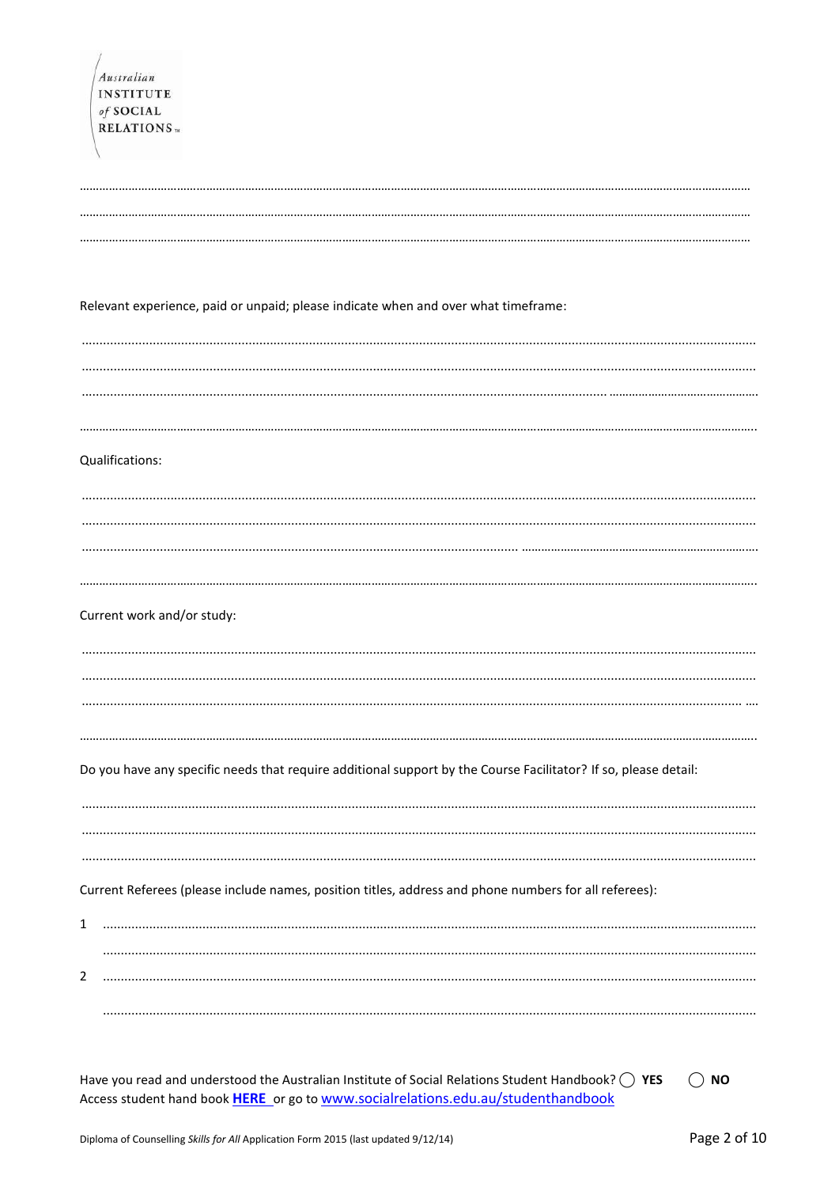Australian INSTITUTE of SOCIAL RELATIONS™

……………………………………………………………………………………………………………………………………………………………

……………………………………………………………………………………………………………………………………………………………

……………………………………………………………………………………………………………………………………………………………

Relevant experience, paid or unpaid; please indicate when and over what timeframe:

……………………………………………………………………………………………………………………………………………………………

……………………………………………………………………………………………………………………………………………………………

……………………………………………………………………………………………………………………………………………………………

……………………………………………………………………………………………………………………………………………………………

Qualifications:

……………………………………………………………………………………………………………………………………………………………

……………………………………………………………………………………………………………………………………………………………

……………………………………………………………………………………………………………………………………………………………

……………………………………………………………………………………………………………………………………………………………

Current work and/or study:

……………………………………………………………………………………………………………………………………………………………

……………………………………………………………………………………………………………………………………………………………

……………………………………………………………………………………………………………………………………………………………

……………………………………………………………………………………………………………………………………………………………

Do you have any specific needs that require additional support by the Course Facilitator? If so, please detail:

……………………………………………………………………………………………………………………………………………………………

……………………………………………………………………………………………………………………………………………………………

……………………………………………………………………………………………………………………………………………………………

Current Referees (please include names, position titles, address and phone numbers for all referees):

1 ………………………………………………………………………………………………………………………………………………………

……………………………………………………………………………………………………………………………………………………………

2 ………………………………………………………………………………………………………………………………………………………

……………………………………………………………………………………………………………………………………………………………

Have you read and understood the Australian Institute of Social Relations Student Handbook? ◯ **YES** ◯ **NO**
Access student hand book **HERE** or go to www.socialrelations.edu.au/studenthandbook

Diploma of Counselling *Skills for All* Application Form 2015 (last updated 9/12/14)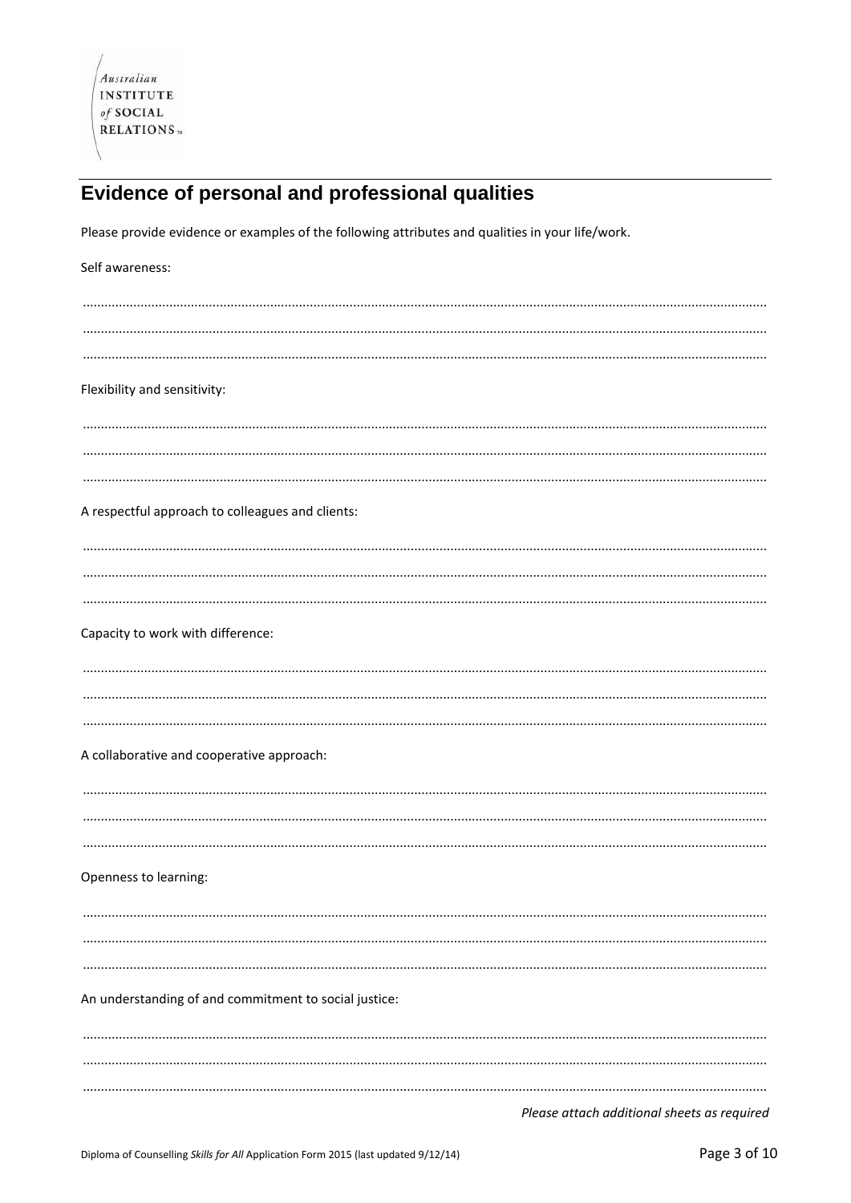# Evidence of personal and professional qualities

Please provide evidence or examples of the following attributes and qualities in your life/work.

Self awareness:

..........................................................................................................................................................................

..........................................................................................................................................................................

..........................................................................................................................................................................

Flexibility and sensitivity:

..........................................................................................................................................................................

..........................................................................................................................................................................

..........................................................................................................................................................................

A respectful approach to colleagues and clients:

..........................................................................................................................................................................

..........................................................................................................................................................................

..........................................................................................................................................................................

Capacity to work with difference:

..........................................................................................................................................................................

..........................................................................................................................................................................

..........................................................................................................................................................................

A collaborative and cooperative approach:

..........................................................................................................................................................................

..........................................................................................................................................................................

..........................................................................................................................................................................

Openness to learning:

..........................................................................................................................................................................

..........................................................................................................................................................................

..........................................................................................................................................................................

An understanding of and commitment to social justice:

..........................................................................................................................................................................

..........................................................................................................................................................................

..........................................................................................................................................................................

*Please attach additional sheets as required*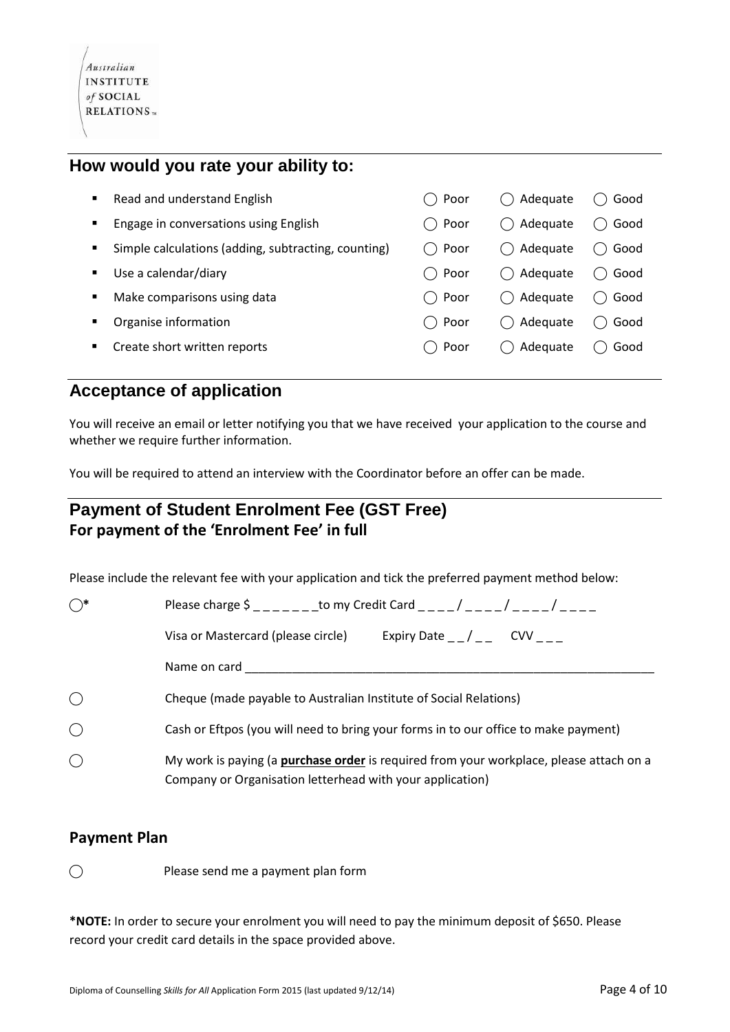## How would you rate your ability to:

| | | | |
|---|---|---|---|
| Read and understand English | ◯ Poor | ◯ Adequate | ◯ Good |
| Engage in conversations using English | ◯ Poor | ◯ Adequate | ◯ Good |
| Simple calculations (adding, subtracting, counting) | ◯ Poor | ◯ Adequate | ◯ Good |
| Use a calendar/diary | ◯ Poor | ◯ Adequate | ◯ Good |
| Make comparisons using data | ◯ Poor | ◯ Adequate | ◯ Good |
| Organise information | ◯ Poor | ◯ Adequate | ◯ Good |
| Create short written reports | ◯ Poor | ◯ Adequate | ◯ Good |

## Acceptance of application

You will receive an email or letter notifying you that we have received your application to the course and whether we require further information.

You will be required to attend an interview with the Coordinator before an offer can be made.

## Payment of Student Enrolment Fee (GST Free)
**For payment of the 'Enrolment Fee' in full**

Please include the relevant fee with your application and tick the preferred payment method below:

◯* Please charge $ _ _ _ _ _ _ _to my Credit Card _ _ _ _ / _ _ _ _ / _ _ _ _ / _ _ _ _

Visa or Mastercard (please circle) Expiry Date _ _ / _ _ CVV _ _ _

Name on card ______________________________________________________________

◯ Cheque (made payable to Australian Institute of Social Relations)

◯ Cash or Eftpos (you will need to bring your forms in to our office to make payment)

◯ My work is paying (a **purchase order** is required from your workplace, please attach on a Company or Organisation letterhead with your application)

### Payment Plan

◯ Please send me a payment plan form

**\*NOTE:** In order to secure your enrolment you will need to pay the minimum deposit of $650. Please record your credit card details in the space provided above.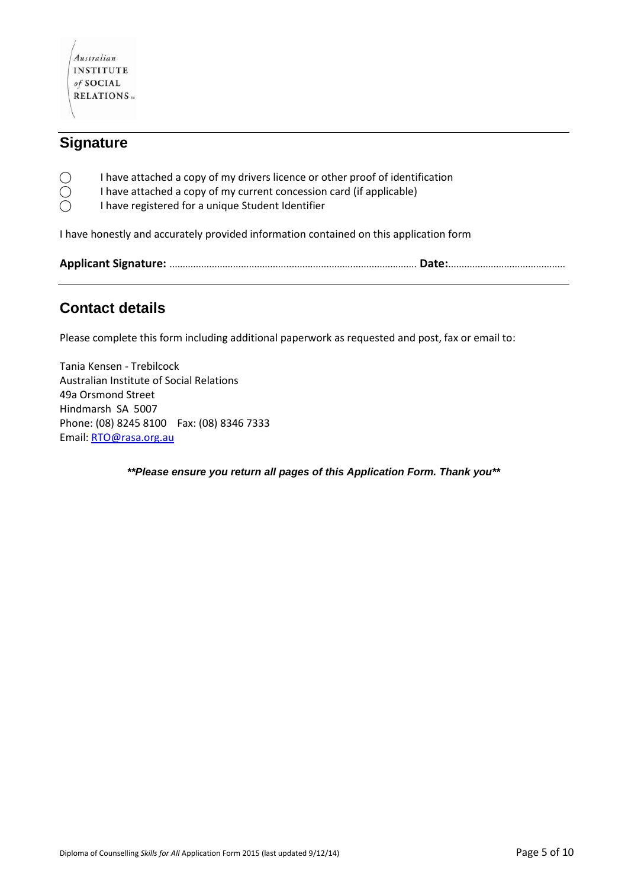Australian INSTITUTE of SOCIAL RELATIONS

## Signature

- ◯ I have attached a copy of my drivers licence or other proof of identification
- ◯ I have attached a copy of my current concession card (if applicable)
- ◯ I have registered for a unique Student Identifier

I have honestly and accurately provided information contained on this application form

**Applicant Signature:** ........................................................................................ **Date:**...........................................

## Contact details

Please complete this form including additional paperwork as requested and post, fax or email to:

Tania Kensen - Trebilcock
Australian Institute of Social Relations
49a Orsmond Street
Hindmarsh SA 5007
Phone: (08) 8245 8100 Fax: (08) 8346 7333
Email: RTO@rasa.org.au

***\*\*Please ensure you return all pages of this Application Form. Thank you\*\****

Diploma of Counselling *Skills for All* Application Form 2015 (last updated 9/12/14)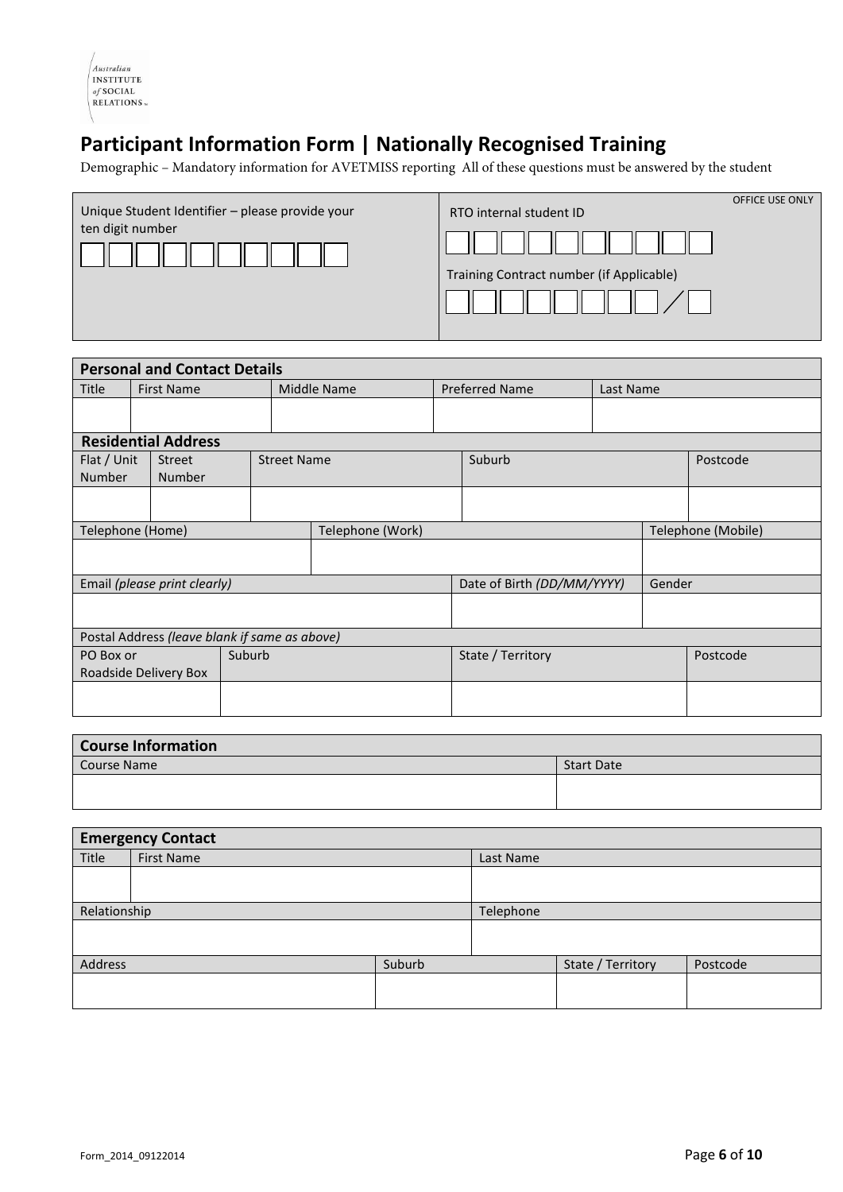Australian INSTITUTE of SOCIAL RELATIONS

# Participant Information Form | Nationally Recognised Training

Demographic – Mandatory information for AVETMISS reporting All of these questions must be answered by the student

| Unique Student Identifier – please provide your ten digit number | OFFICE USE ONLY |
|---|---|
| ☐☐☐☐☐☐☐☐☐☐ | RTO internal student ID ☐☐☐☐☐☐☐☐☐☐ |
| | Training Contract number (if Applicable) ☐☐☐☐☐☐☐☐ / ☐ |

| Personal and Contact Details | | | | |
|---|---|---|---|---|
| Title | First Name | Middle Name | Preferred Name | Last Name |
| | | | | |

| Residential Address | | | | |
|---|---|---|---|---|
| Flat / Unit Number | Street Number | Street Name | Suburb | Postcode |
| | | | | |

| Telephone (Home) | Telephone (Work) | Telephone (Mobile) |
|---|---|---|
| | | |

| Email *(please print clearly)* | Date of Birth *(DD/MM/YYYY)* | Gender |
|---|---|---|
| | | |

| Postal Address *(leave blank if same as above)* | | | |
|---|---|---|---|
| PO Box or Roadside Delivery Box | Suburb | State / Territory | Postcode |
| | | | |

| Course Information | |
|---|---|
| Course Name | Start Date |
| | |

| Emergency Contact | | |
|---|---|---|
| Title | First Name | Last Name |
| | | |

| Relationship | Telephone |
|---|---|
| | |

| Address | Suburb | State / Territory | Postcode |
|---|---|---|---|
| | | | |

Form_2014_09122014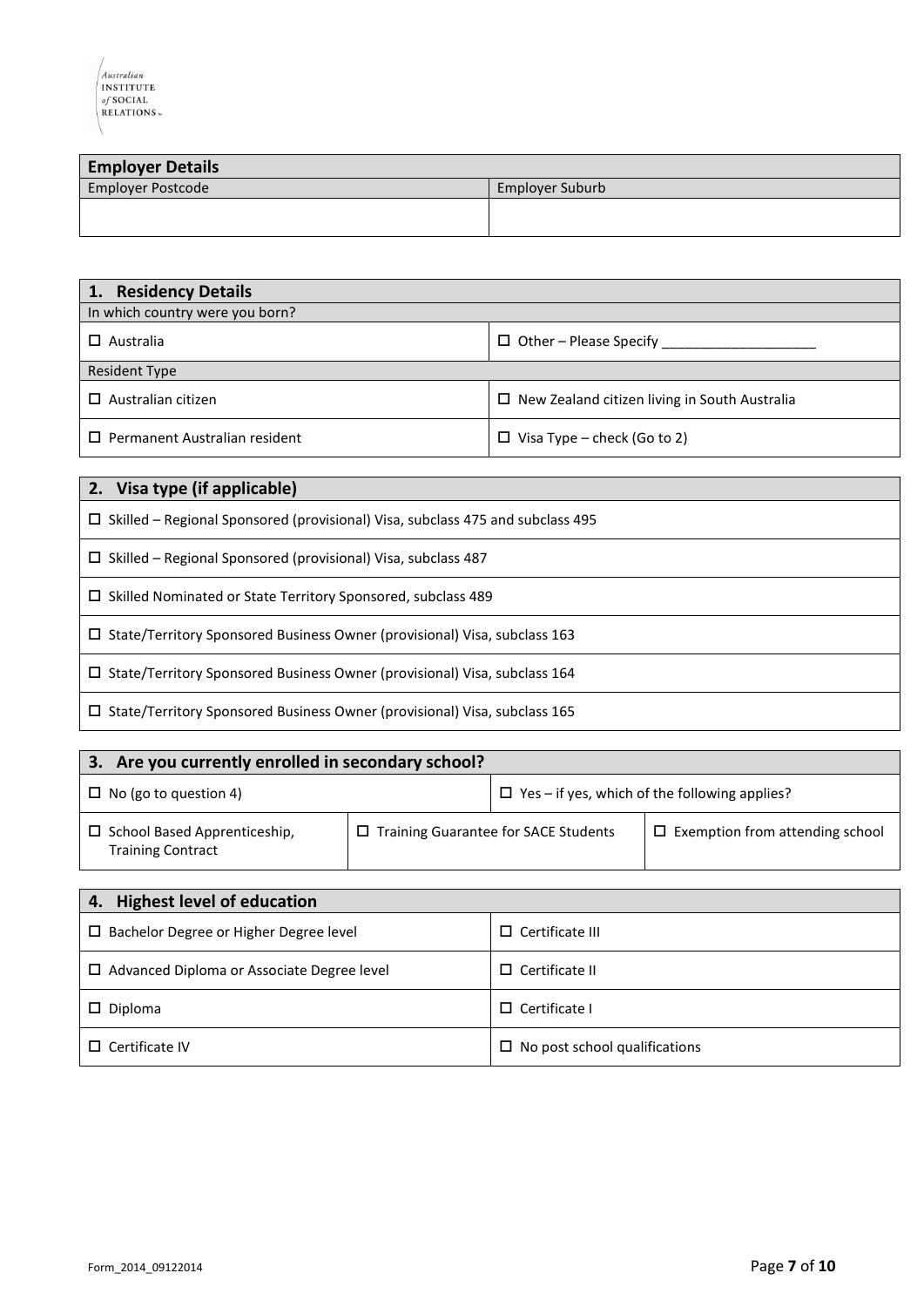| Employer Details | |
|---|---|
| Employer Postcode | Employer Suburb |
| | |

| 1. Residency Details | |
|---|---|
| In which country were you born? | |
| ☐ Australia | ☐ Other – Please Specify ____________________ |
| Resident Type | |
| ☐ Australian citizen | ☐ New Zealand citizen living in South Australia |
| ☐ Permanent Australian resident | ☐ Visa Type – check (Go to 2) |

| 2. Visa type (if applicable) |
|---|
| ☐ Skilled – Regional Sponsored (provisional) Visa, subclass 475 and subclass 495 |
| ☐ Skilled – Regional Sponsored (provisional) Visa, subclass 487 |
| ☐ Skilled Nominated or State Territory Sponsored, subclass 489 |
| ☐ State/Territory Sponsored Business Owner (provisional) Visa, subclass 163 |
| ☐ State/Territory Sponsored Business Owner (provisional) Visa, subclass 164 |
| ☐ State/Territory Sponsored Business Owner (provisional) Visa, subclass 165 |

| 3. Are you currently enrolled in secondary school? | | |
|---|---|---|
| ☐ No (go to question 4) | ☐ Yes – if yes, which of the following applies? | |
| ☐ School Based Apprenticeship, Training Contract | ☐ Training Guarantee for SACE Students | ☐ Exemption from attending school |

| 4. Highest level of education | |
|---|---|
| ☐ Bachelor Degree or Higher Degree level | ☐ Certificate III |
| ☐ Advanced Diploma or Associate Degree level | ☐ Certificate II |
| ☐ Diploma | ☐ Certificate I |
| ☐ Certificate IV | ☐ No post school qualifications |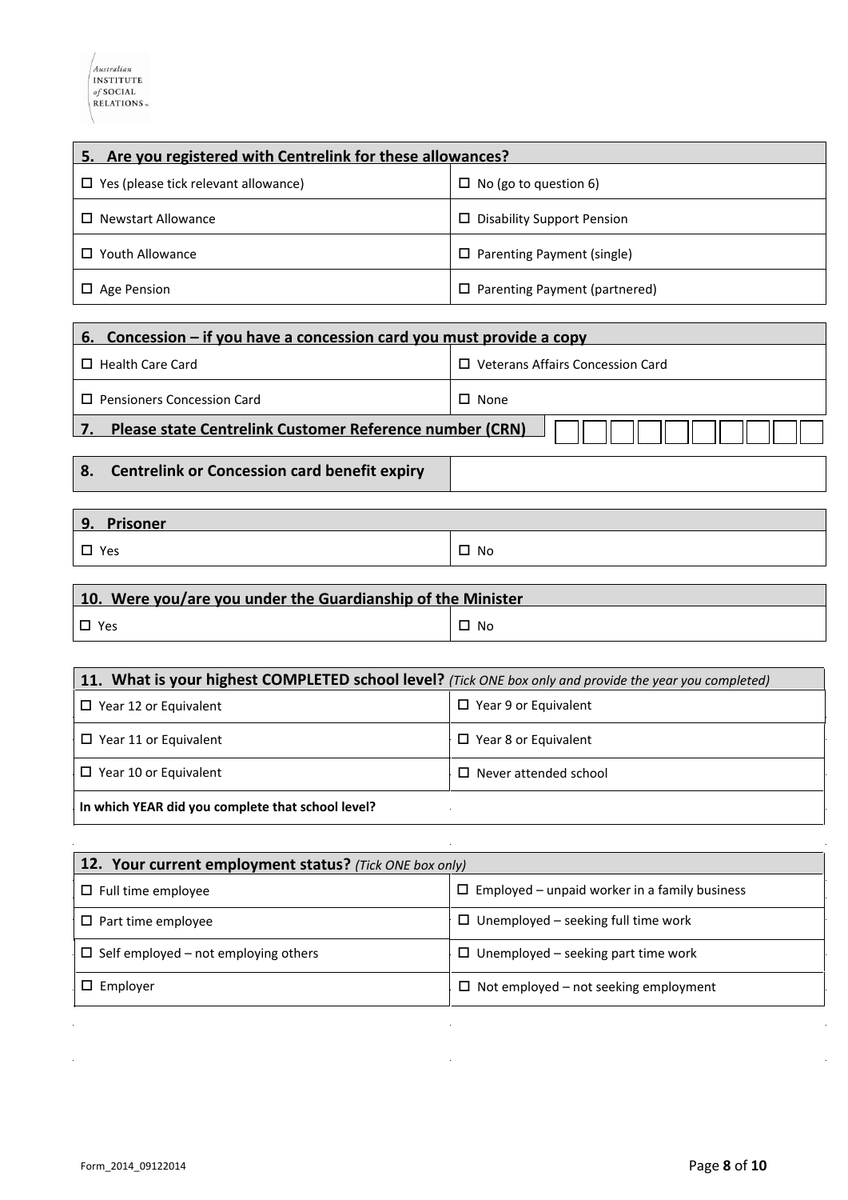| 5. Are you registered with Centrelink for these allowances? | |
|---|---|
| ☐ Yes (please tick relevant allowance) | ☐ No (go to question 6) |
| ☐ Newstart Allowance | ☐ Disability Support Pension |
| ☐ Youth Allowance | ☐ Parenting Payment (single) |
| ☐ Age Pension | ☐ Parenting Payment (partnered) |

| 6. Concession – if you have a concession card you must provide a copy | |
|---|---|
| ☐ Health Care Card | ☐ Veterans Affairs Concession Card |
| ☐ Pensioners Concession Card | ☐ None |

| 7. Please state Centrelink Customer Reference number (CRN) | | | | | | | | | | |
|---|---|---|---|---|---|---|---|---|---|---|

| 8. Centrelink or Concession card benefit expiry | |
|---|---|

| 9. Prisoner | |
|---|---|
| ☐ Yes | ☐ No |

| 10. Were you/are you under the Guardianship of the Minister | |
|---|---|
| ☐ Yes | ☐ No |

| 11. What is your highest COMPLETED school level? *(Tick ONE box only and provide the year you completed)* | |
|---|---|
| ☐ Year 12 or Equivalent | ☐ Year 9 or Equivalent |
| ☐ Year 11 or Equivalent | ☐ Year 8 or Equivalent |
| ☐ Year 10 or Equivalent | ☐ Never attended school |
| **In which YEAR did you complete that school level?** | |

| 12. Your current employment status? *(Tick ONE box only)* | |
|---|---|
| ☐ Full time employee | ☐ Employed – unpaid worker in a family business |
| ☐ Part time employee | ☐ Unemployed – seeking full time work |
| ☐ Self employed – not employing others | ☐ Unemployed – seeking part time work |
| ☐ Employer | ☐ Not employed – not seeking employment |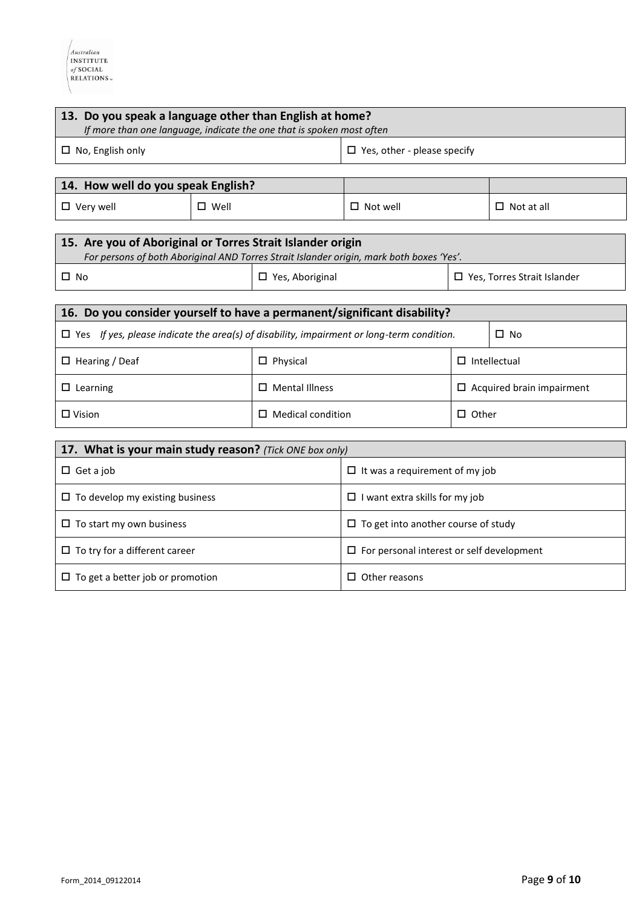| **13. Do you speak a language other than English at home?** *If more than one language, indicate the one that is spoken most often* | |
|---|---|
| ☐ No, English only | ☐ Yes, other - please specify |

| **14. How well do you speak English?** | | | |
|---|---|---|---|
| ☐ Very well | ☐ Well | ☐ Not well | ☐ Not at all |

| **15. Are you of Aboriginal or Torres Strait Islander origin** *For persons of both Aboriginal AND Torres Strait Islander origin, mark both boxes 'Yes'.* | | |
|---|---|---|
| ☐ No | ☐ Yes, Aboriginal | ☐ Yes, Torres Strait Islander |

| **16. Do you consider yourself to have a permanent/significant disability?** | | |
|---|---|---|
| ☐ Yes *If yes, please indicate the area(s) of disability, impairment or long-term condition.* | | ☐ No |
| ☐ Hearing / Deaf | ☐ Physical | ☐ Intellectual |
| ☐ Learning | ☐ Mental Illness | ☐ Acquired brain impairment |
| ☐ Vision | ☐ Medical condition | ☐ Other |

| **17. What is your main study reason?** *(Tick ONE box only)* | |
|---|---|
| ☐ Get a job | ☐ It was a requirement of my job |
| ☐ To develop my existing business | ☐ I want extra skills for my job |
| ☐ To start my own business | ☐ To get into another course of study |
| ☐ To try for a different career | ☐ For personal interest or self development |
| ☐ To get a better job or promotion | ☐ Other reasons |

Form_2014_09122014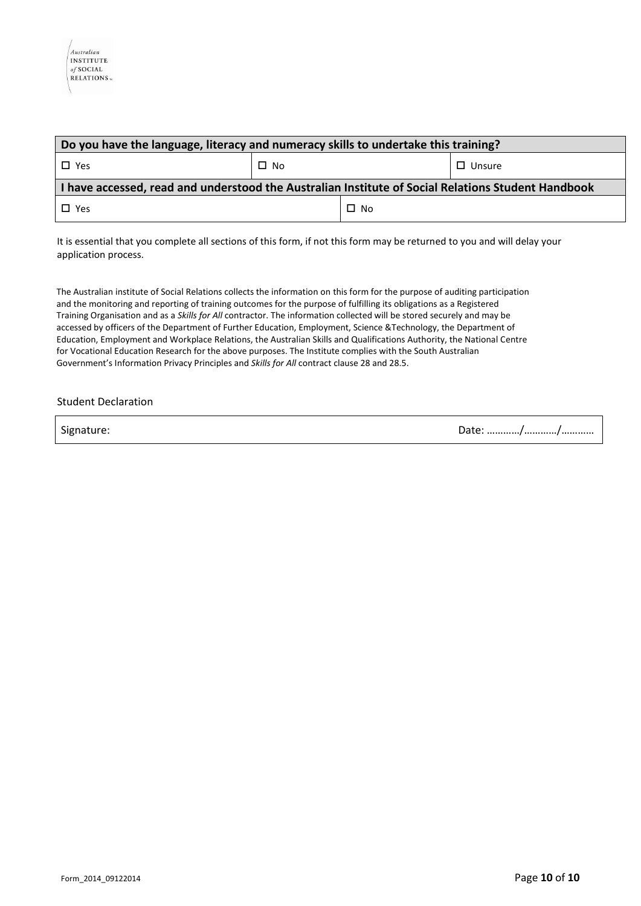| Do you have the language, literacy and numeracy skills to undertake this training? | | |
|---|---|---|
| ☐ Yes | ☐ No | ☐ Unsure |

| I have accessed, read and understood the Australian Institute of Social Relations Student Handbook | |
|---|---|
| ☐ Yes | ☐ No |

It is essential that you complete all sections of this form, if not this form may be returned to you and will delay your application process.

The Australian institute of Social Relations collects the information on this form for the purpose of auditing participation and the monitoring and reporting of training outcomes for the purpose of fulfilling its obligations as a Registered Training Organisation and as a *Skills for All* contractor. The information collected will be stored securely and may be accessed by officers of the Department of Further Education, Employment, Science &Technology, the Department of Education, Employment and Workplace Relations, the Australian Skills and Qualifications Authority, the National Centre for Vocational Education Research for the above purposes. The Institute complies with the South Australian Government's Information Privacy Principles and *Skills for All* contract clause 28 and 28.5.

Student Declaration

| | |
|---|---|
| Signature: | Date: …………/…………/………… |

Form_2014_09122014